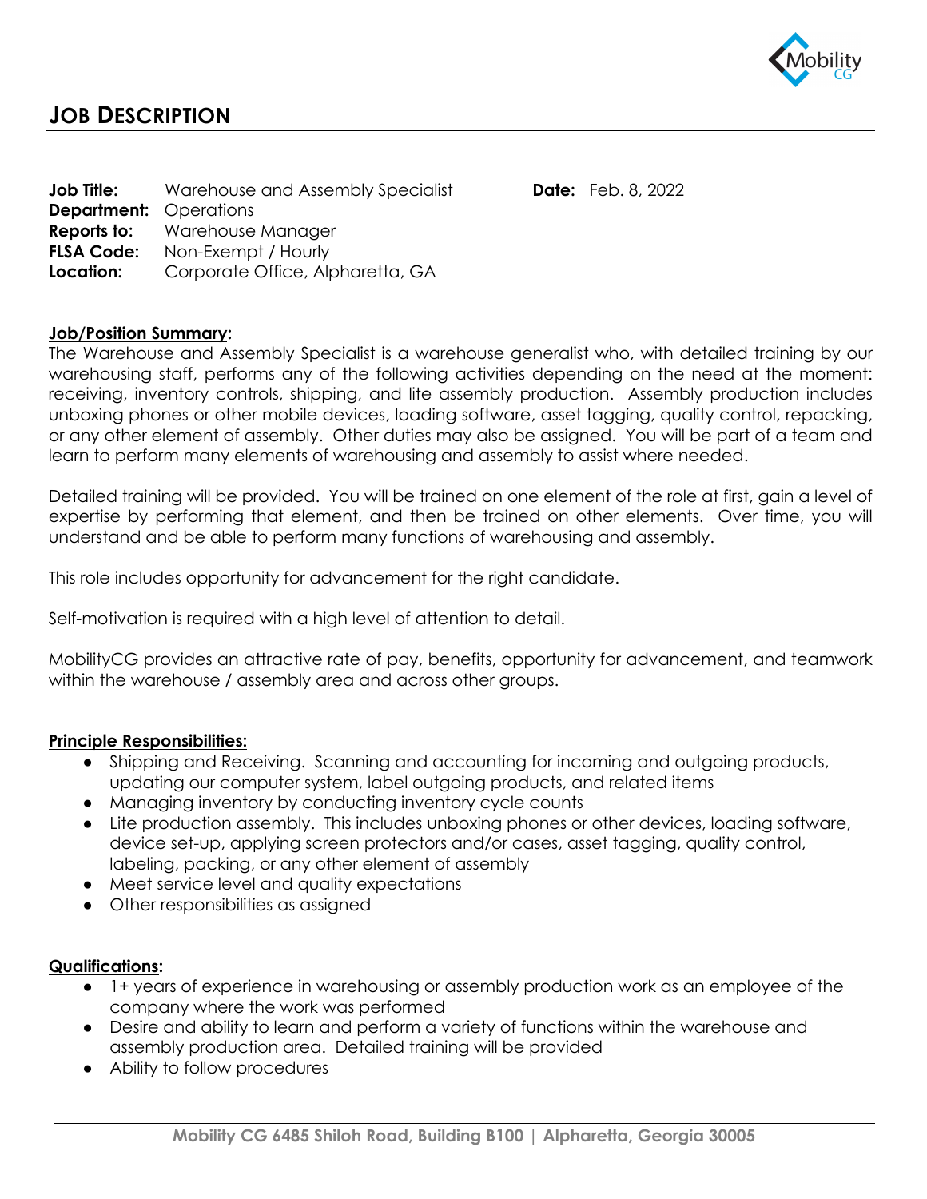# JOB DESCRIPTION

**Job Title:** Warehouse and Assembly Specialist **Date:** Feb. 8, 2022
**Department:** Operations
**Reports to:** Warehouse Manager
**FLSA Code:** Non-Exempt / Hourly
**Location:** Corporate Office, Alpharetta, GA

## Job/Position Summary:

The Warehouse and Assembly Specialist is a warehouse generalist who, with detailed training by our warehousing staff, performs any of the following activities depending on the need at the moment: receiving, inventory controls, shipping, and lite assembly production. Assembly production includes unboxing phones or other mobile devices, loading software, asset tagging, quality control, repacking, or any other element of assembly. Other duties may also be assigned. You will be part of a team and learn to perform many elements of warehousing and assembly to assist where needed.

Detailed training will be provided. You will be trained on one element of the role at first, gain a level of expertise by performing that element, and then be trained on other elements. Over time, you will understand and be able to perform many functions of warehousing and assembly.

This role includes opportunity for advancement for the right candidate.

Self-motivation is required with a high level of attention to detail.

MobilityCG provides an attractive rate of pay, benefits, opportunity for advancement, and teamwork within the warehouse / assembly area and across other groups.

## Principle Responsibilities:

- Shipping and Receiving. Scanning and accounting for incoming and outgoing products, updating our computer system, label outgoing products, and related items
- Managing inventory by conducting inventory cycle counts
- Lite production assembly. This includes unboxing phones or other devices, loading software, device set-up, applying screen protectors and/or cases, asset tagging, quality control, labeling, packing, or any other element of assembly
- Meet service level and quality expectations
- Other responsibilities as assigned

## Qualifications:

- 1+ years of experience in warehousing or assembly production work as an employee of the company where the work was performed
- Desire and ability to learn and perform a variety of functions within the warehouse and assembly production area. Detailed training will be provided
- Ability to follow procedures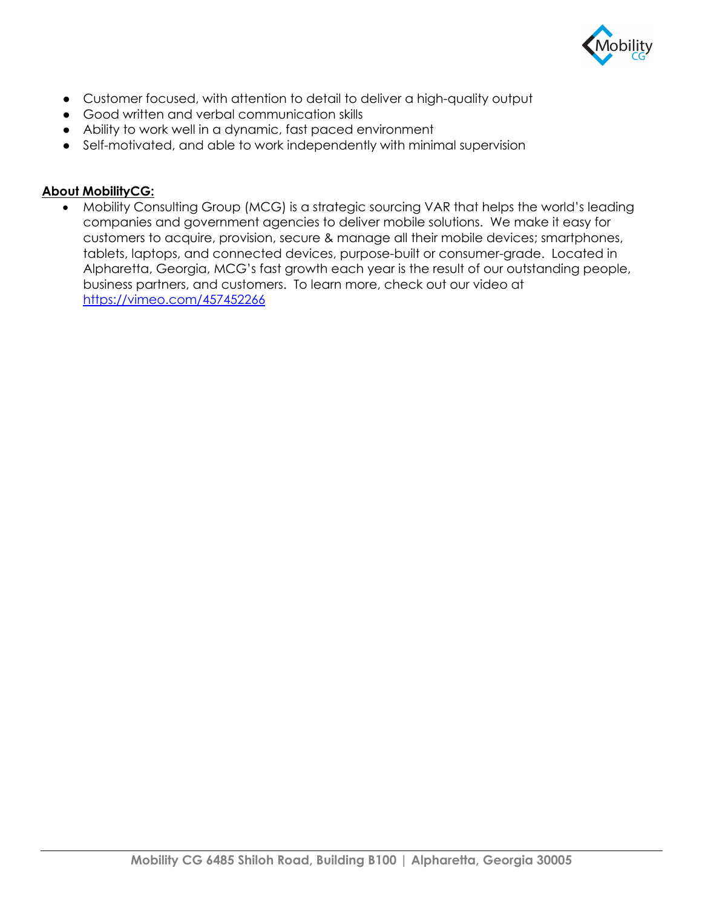- Customer focused, with attention to detail to deliver a high-quality output
- Good written and verbal communication skills
- Ability to work well in a dynamic, fast paced environment
- Self-motivated, and able to work independently with minimal supervision

**About MobilityCG:**

- Mobility Consulting Group (MCG) is a strategic sourcing VAR that helps the world's leading companies and government agencies to deliver mobile solutions. We make it easy for customers to acquire, provision, secure & manage all their mobile devices; smartphones, tablets, laptops, and connected devices, purpose-built or consumer-grade. Located in Alpharetta, Georgia, MCG's fast growth each year is the result of our outstanding people, business partners, and customers. To learn more, check out our video at [https://vimeo.com/457452266](https://vimeo.com/457452266)